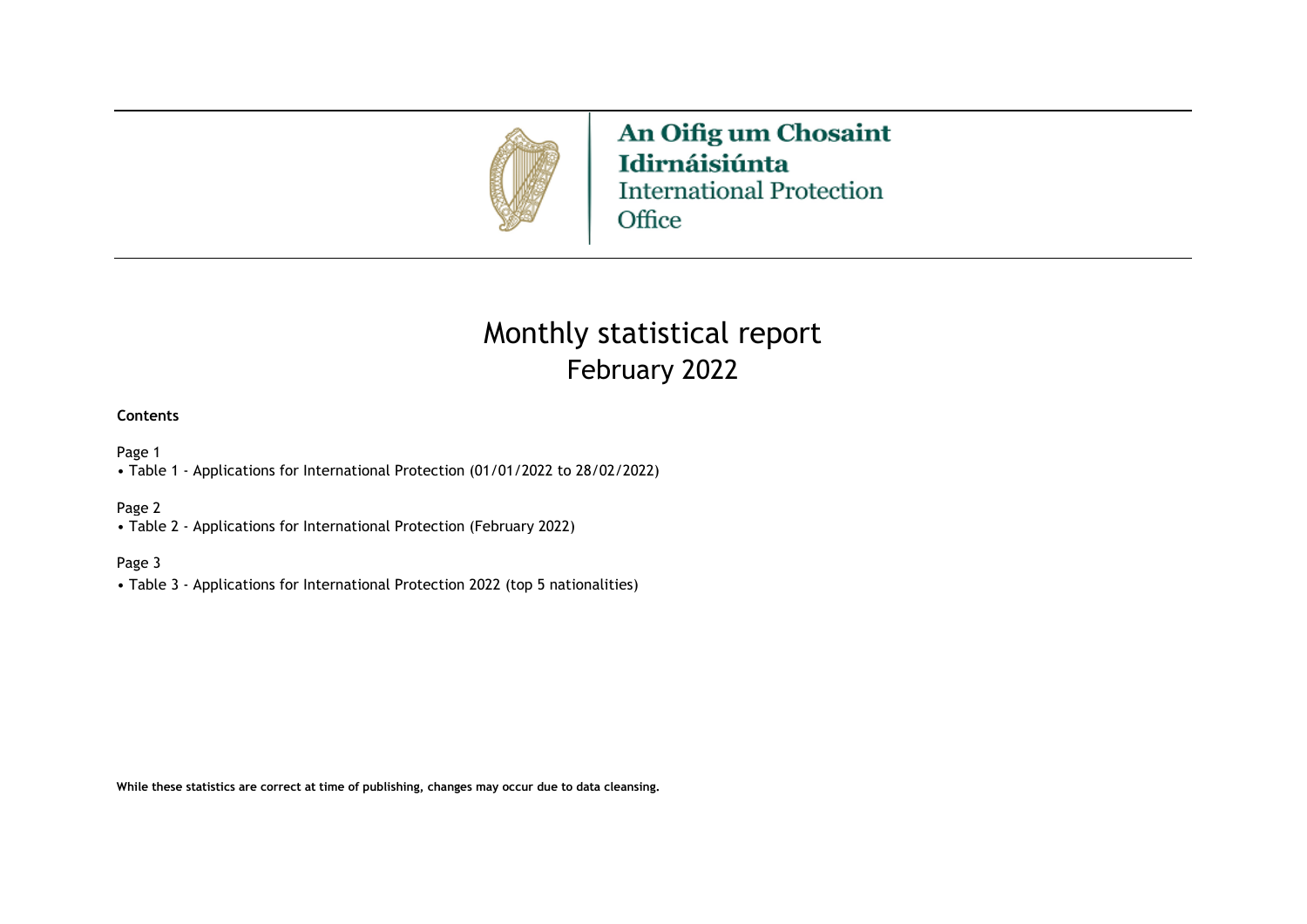An Oifig um Chosaint Idirnáisiúnta
International Protection Office

# Monthly statistical report
## February 2022

**Contents**

Page 1
• Table 1 - Applications for International Protection (01/01/2022 to 28/02/2022)

Page 2
• Table 2 - Applications for International Protection (February 2022)

Page 3
• Table 3 - Applications for International Protection 2022 (top 5 nationalities)

**While these statistics are correct at time of publishing, changes may occur due to data cleansing.**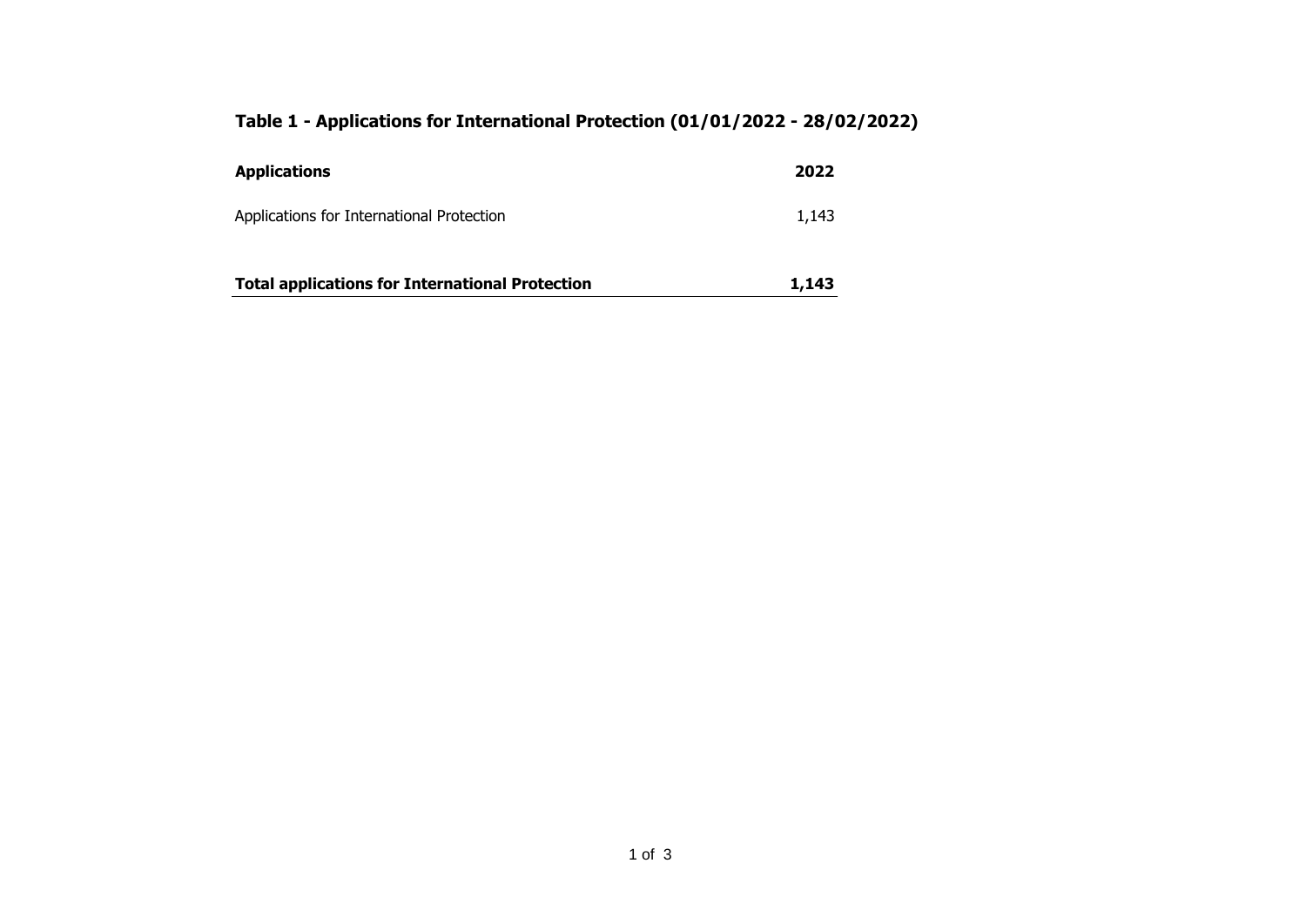## Table 1 - Applications for International Protection (01/01/2022 - 28/02/2022)

| Applications | 2022 |
|---|---|
| Applications for International Protection | 1,143 |
| **Total applications for International Protection** | **1,143** |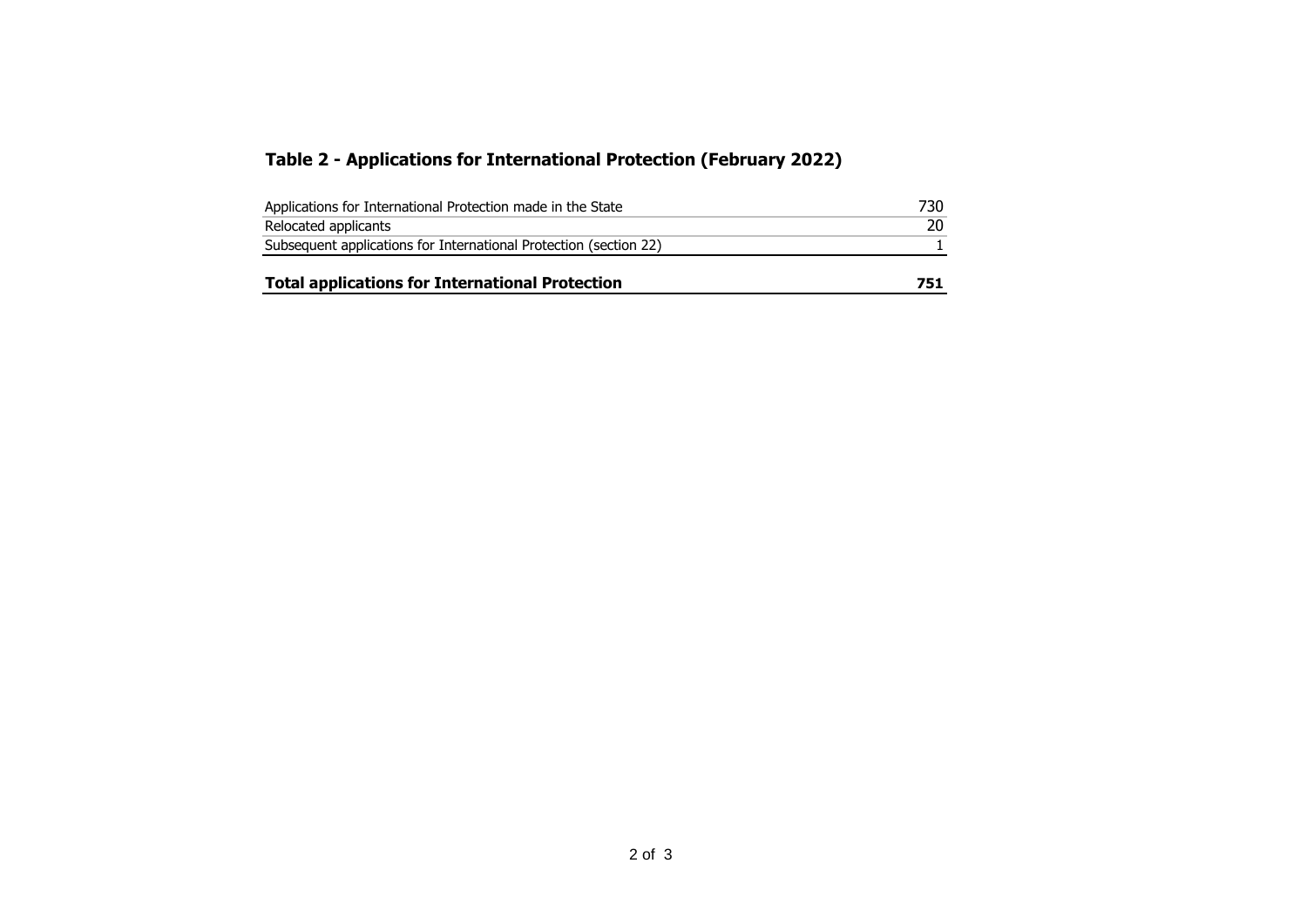## Table 2 - Applications for International Protection (February 2022)

| | |
|---|---|
| Applications for International Protection made in the State | 730 |
| Relocated applicants | 20 |
| Subsequent applications for International Protection (section 22) | 1 |
| **Total applications for International Protection** | **751** |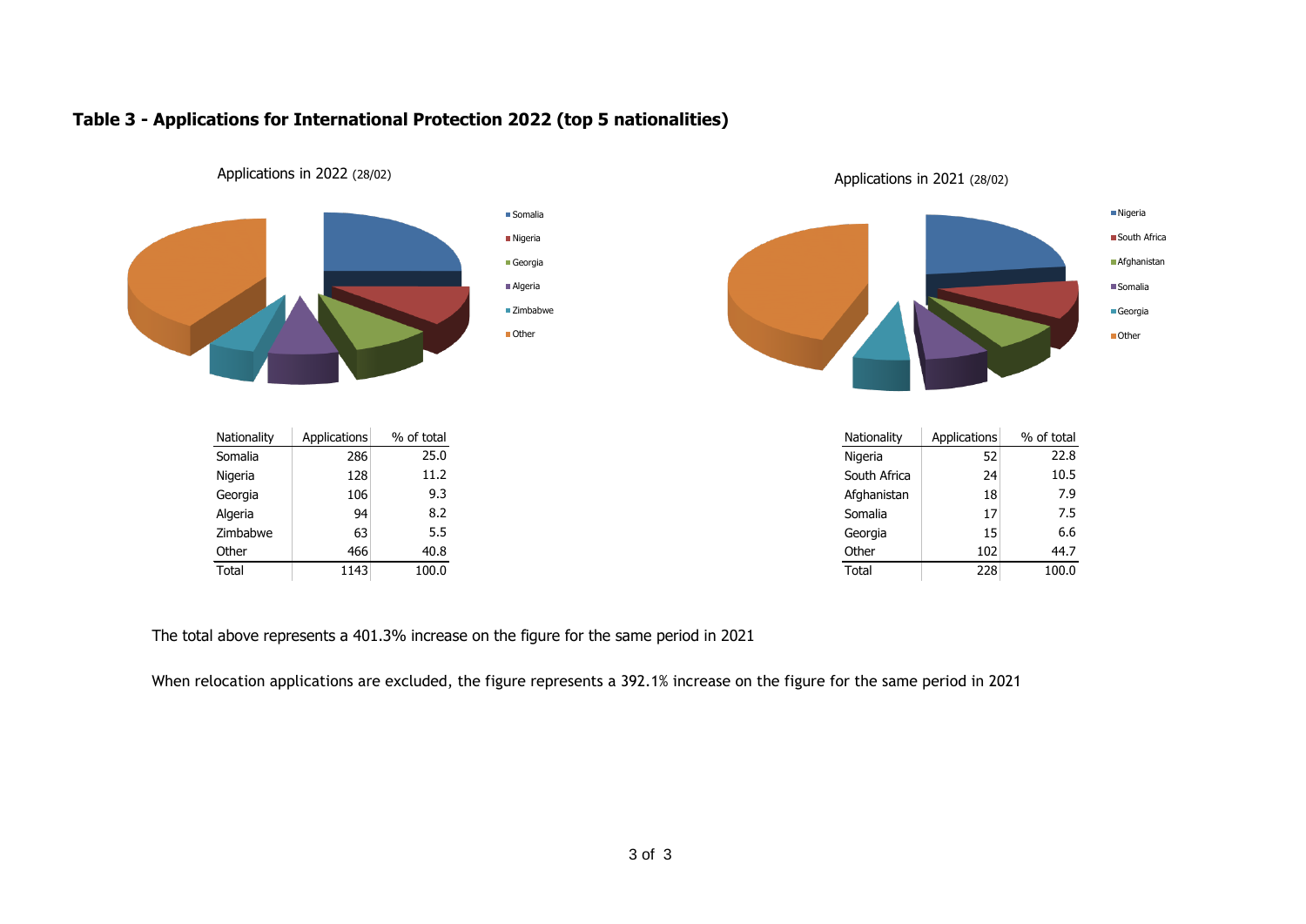## Table 3 - Applications for International Protection 2022 (top 5 nationalities)

Applications in 2022 (28/02)

Somalia
Nigeria
Georgia
Algeria
Zimbabwe
Other

| Nationality | Applications | % of total |
|---|---|---|
| Somalia | 286 | 25.0 |
| Nigeria | 128 | 11.2 |
| Georgia | 106 | 9.3 |
| Algeria | 94 | 8.2 |
| Zimbabwe | 63 | 5.5 |
| Other | 466 | 40.8 |
| Total | 1143 | 100.0 |

Applications in 2021 (28/02)

Nigeria
South Africa
Afghanistan
Somalia
Georgia
Other

| Nationality | Applications | % of total |
|---|---|---|
| Nigeria | 52 | 22.8 |
| South Africa | 24 | 10.5 |
| Afghanistan | 18 | 7.9 |
| Somalia | 17 | 7.5 |
| Georgia | 15 | 6.6 |
| Other | 102 | 44.7 |
| Total | 228 | 100.0 |

The total above represents a 401.3% increase on the figure for the same period in 2021

When relocation applications are excluded, the figure represents a 392.1% increase on the figure for the same period in 2021